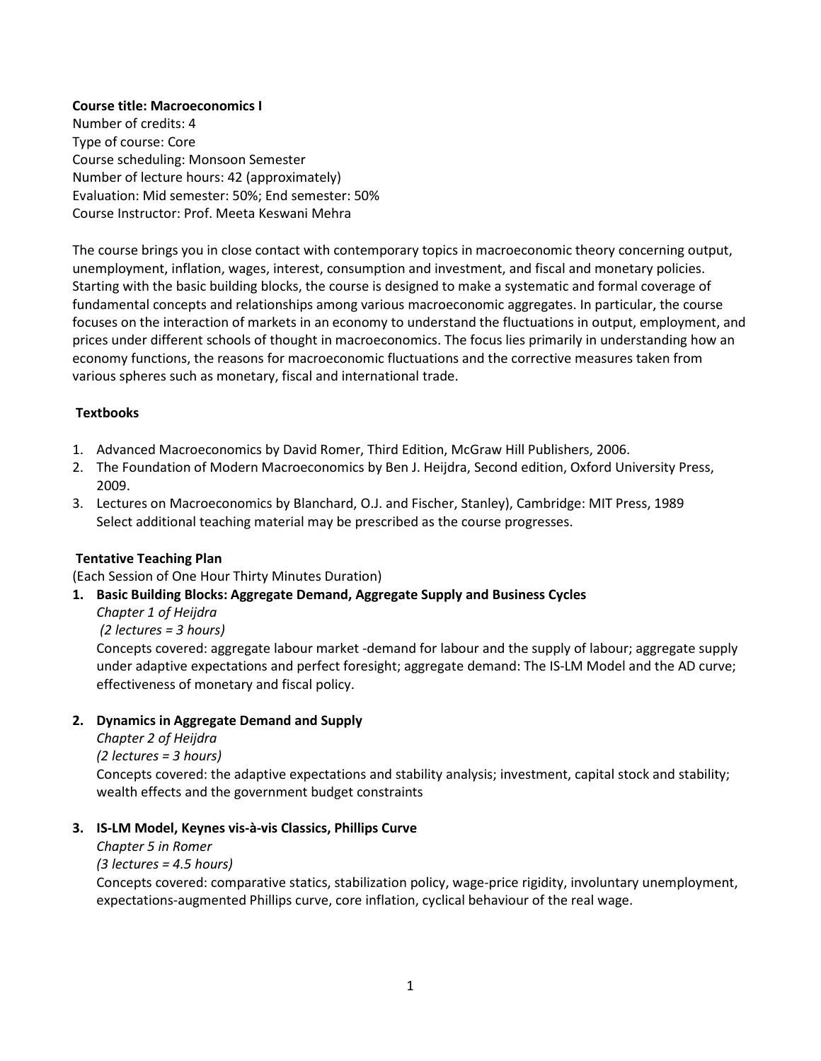**Course title: Macroeconomics I**
Number of credits: 4
Type of course: Core
Course scheduling: Monsoon Semester
Number of lecture hours: 42 (approximately)
Evaluation: Mid semester: 50%; End semester: 50%
Course Instructor: Prof. Meeta Keswani Mehra

The course brings you in close contact with contemporary topics in macroeconomic theory concerning output, unemployment, inflation, wages, interest, consumption and investment, and fiscal and monetary policies. Starting with the basic building blocks, the course is designed to make a systematic and formal coverage of fundamental concepts and relationships among various macroeconomic aggregates. In particular, the course focuses on the interaction of markets in an economy to understand the fluctuations in output, employment, and prices under different schools of thought in macroeconomics. The focus lies primarily in understanding how an economy functions, the reasons for macroeconomic fluctuations and the corrective measures taken from various spheres such as monetary, fiscal and international trade.

**Textbooks**

1. Advanced Macroeconomics by David Romer, Third Edition, McGraw Hill Publishers, 2006.
2. The Foundation of Modern Macroeconomics by Ben J. Heijdra, Second edition, Oxford University Press, 2009.
3. Lectures on Macroeconomics by Blanchard, O.J. and Fischer, Stanley), Cambridge: MIT Press, 1989
   Select additional teaching material may be prescribed as the course progresses.

**Tentative Teaching Plan**

(Each Session of One Hour Thirty Minutes Duration)

1. **Basic Building Blocks: Aggregate Demand, Aggregate Supply and Business Cycles**
   *Chapter 1 of Heijdra*
   *(2 lectures = 3 hours)*
   Concepts covered: aggregate labour market -demand for labour and the supply of labour; aggregate supply under adaptive expectations and perfect foresight; aggregate demand: The IS-LM Model and the AD curve; effectiveness of monetary and fiscal policy.

2. **Dynamics in Aggregate Demand and Supply**
   *Chapter 2 of Heijdra*
   *(2 lectures = 3 hours)*
   Concepts covered: the adaptive expectations and stability analysis; investment, capital stock and stability; wealth effects and the government budget constraints

3. **IS-LM Model, Keynes vis-à-vis Classics, Phillips Curve**
   *Chapter 5 in Romer*
   *(3 lectures = 4.5 hours)*
   Concepts covered: comparative statics, stabilization policy, wage-price rigidity, involuntary unemployment, expectations-augmented Phillips curve, core inflation, cyclical behaviour of the real wage.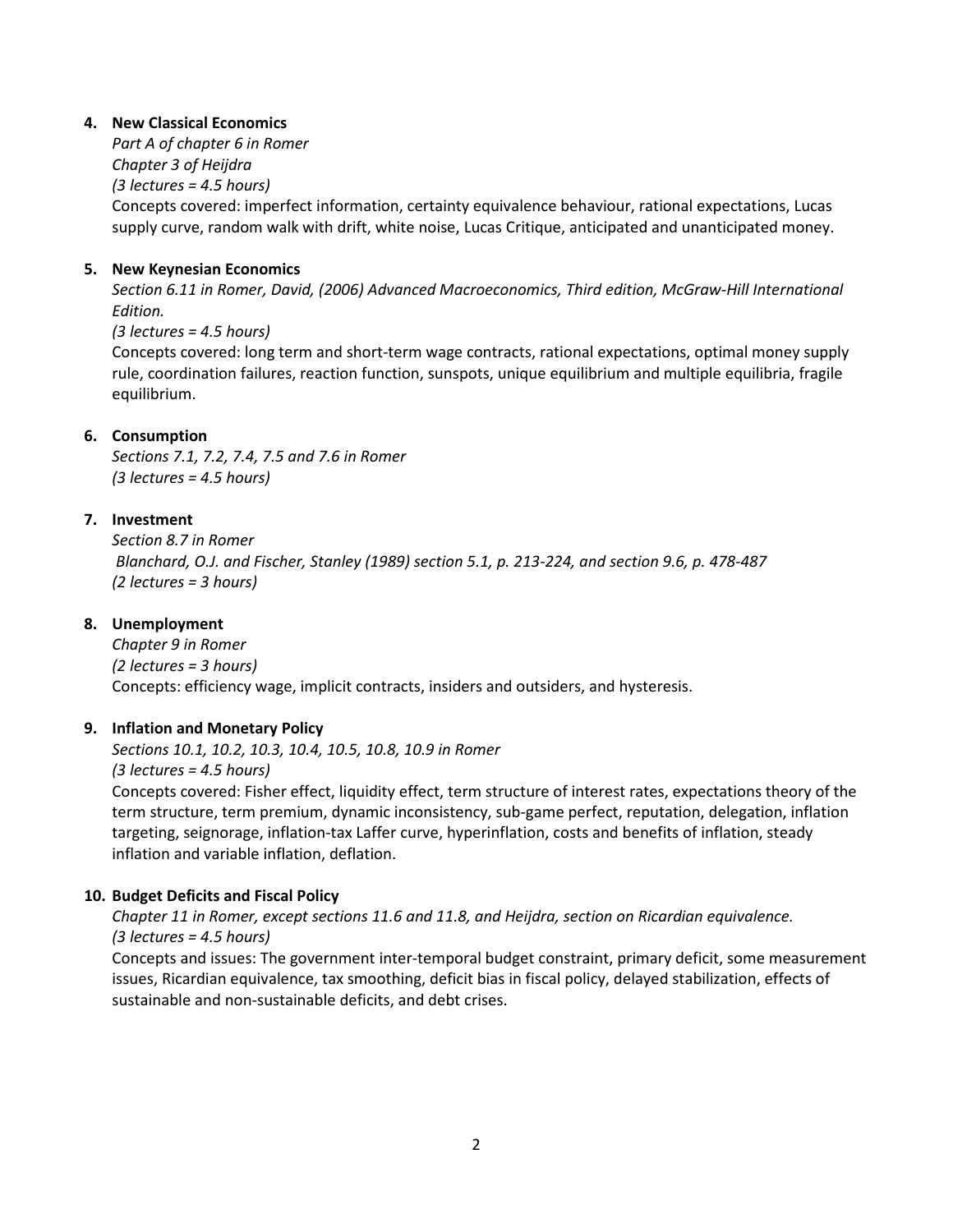4. **New Classical Economics**
   *Part A of chapter 6 in Romer*
   *Chapter 3 of Heijdra*
   *(3 lectures = 4.5 hours)*
   Concepts covered: imperfect information, certainty equivalence behaviour, rational expectations, Lucas supply curve, random walk with drift, white noise, Lucas Critique, anticipated and unanticipated money.

5. **New Keynesian Economics**
   *Section 6.11 in Romer, David, (2006) Advanced Macroeconomics, Third edition, McGraw-Hill International Edition.*
   *(3 lectures = 4.5 hours)*
   Concepts covered: long term and short-term wage contracts, rational expectations, optimal money supply rule, coordination failures, reaction function, sunspots, unique equilibrium and multiple equilibria, fragile equilibrium.

6. **Consumption**
   *Sections 7.1, 7.2, 7.4, 7.5 and 7.6 in Romer*
   *(3 lectures = 4.5 hours)*

7. **Investment**
   *Section 8.7 in Romer*
   *Blanchard, O.J. and Fischer, Stanley (1989) section 5.1, p. 213-224, and section 9.6, p. 478-487*
   *(2 lectures = 3 hours)*

8. **Unemployment**
   *Chapter 9 in Romer*
   *(2 lectures = 3 hours)*
   Concepts: efficiency wage, implicit contracts, insiders and outsiders, and hysteresis.

9. **Inflation and Monetary Policy**
   *Sections 10.1, 10.2, 10.3, 10.4, 10.5, 10.8, 10.9 in Romer*
   *(3 lectures = 4.5 hours)*
   Concepts covered: Fisher effect, liquidity effect, term structure of interest rates, expectations theory of the term structure, term premium, dynamic inconsistency, sub-game perfect, reputation, delegation, inflation targeting, seignorage, inflation-tax Laffer curve, hyperinflation, costs and benefits of inflation, steady inflation and variable inflation, deflation.

10. **Budget Deficits and Fiscal Policy**
    *Chapter 11 in Romer, except sections 11.6 and 11.8, and Heijdra, section on Ricardian equivalence.*
    *(3 lectures = 4.5 hours)*
    Concepts and issues: The government inter-temporal budget constraint, primary deficit, some measurement issues, Ricardian equivalence, tax smoothing, deficit bias in fiscal policy, delayed stabilization, effects of sustainable and non-sustainable deficits, and debt crises.